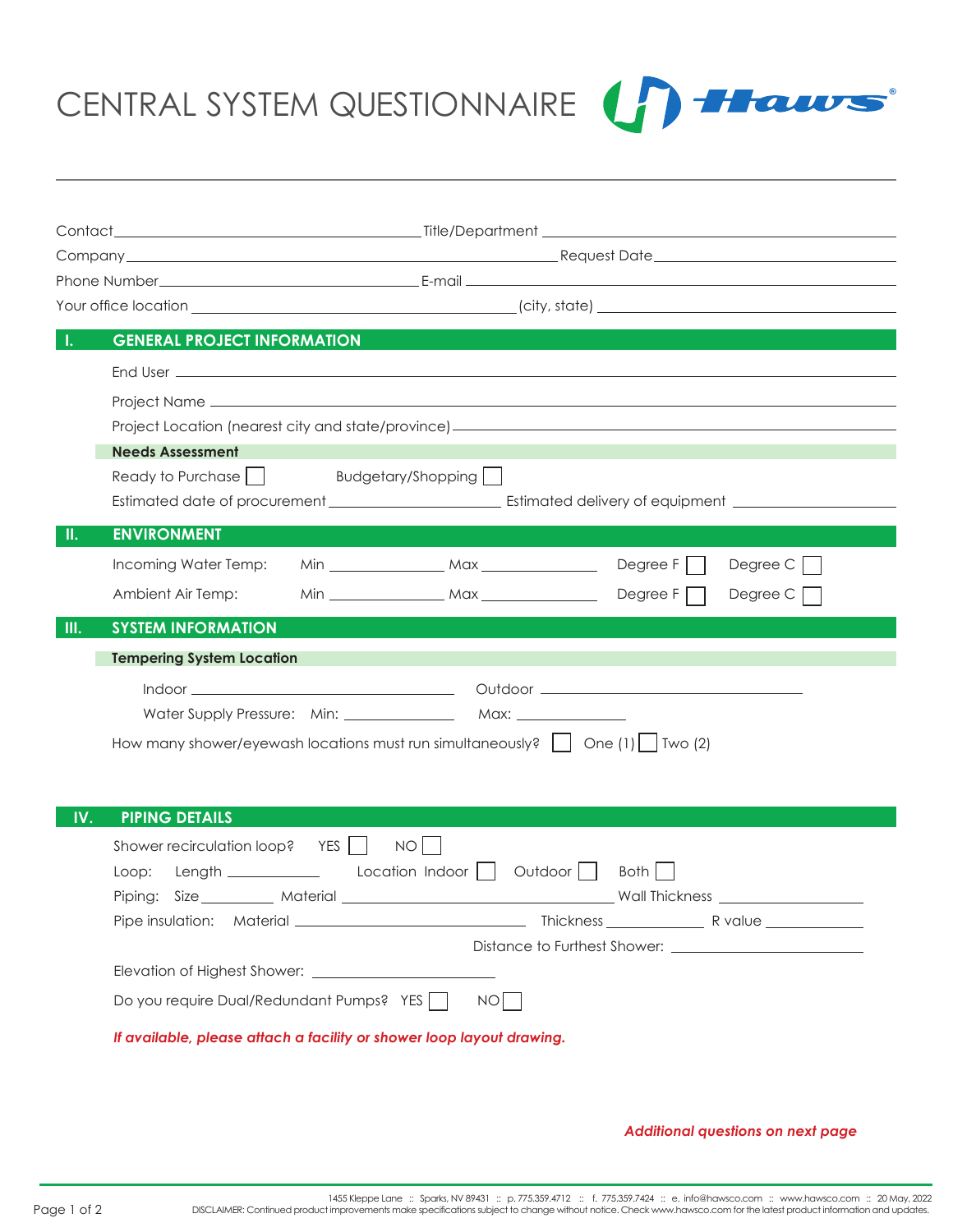# CENTRAL SYSTEM QUESTIONNAIRE

Contact_______________ Title/Department_______________

Company_______________ Request Date_______________

Phone Number_______________ E-mail_______________

Your office location _______________ (city, state) _______________

## I. GENERAL PROJECT INFORMATION

End User _______________

Project Name _______________

Project Location (nearest city and state/province) _______________

### Needs Assessment

Ready to Purchase ☐  Budgetary/Shopping ☐

Estimated date of procurement _______________ Estimated delivery of equipment _______________

## II. ENVIRONMENT

Incoming Water Temp: Min _______ Max _______ Degree F ☐ Degree C ☐

Ambient Air Temp: Min _______ Max _______ Degree F ☐ Degree C ☐

## III. SYSTEM INFORMATION

### Tempering System Location

Indoor _______________ Outdoor _______________

Water Supply Pressure: Min: _______ Max: _______

How many shower/eyewash locations must run simultaneously? ☐ One (1) ☐ Two (2)

## IV. PIPING DETAILS

Shower recirculation loop? YES ☐ NO ☐

Loop: Length _______ Location Indoor ☐ Outdoor ☐ Both ☐

Piping: Size _______ Material _______________ Wall Thickness _______

Pipe insulation: Material _______________ Thickness _______ R value _______

Distance to Furthest Shower: _______________

Elevation of Highest Shower: _______________

Do you require Dual/Redundant Pumps? YES ☐ NO ☐

***If available, please attach a facility or shower loop layout drawing.***

***Additional questions on next page***

1455 Kleppe Lane :: Sparks, NV 89431 :: p. 775.359.4712 :: f. 775.359.7424 :: e. info@hawsco.com :: www.hawsco.com :: 20 May, 2022

DISCLAIMER: Continued product improvements make specifications subject to change without notice. Check www.hawsco.com for the latest product information and updates.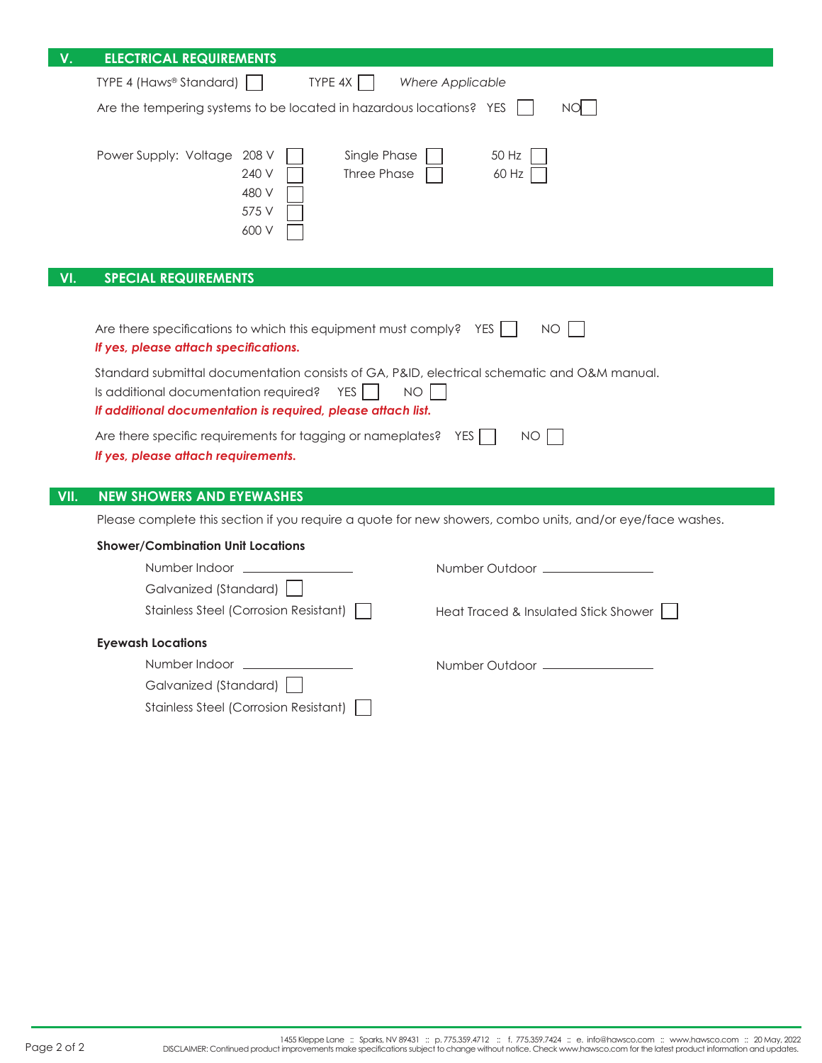## V. ELECTRICAL REQUIREMENTS

TYPE 4 (Haws® Standard) ☐ TYPE 4X ☐ *Where Applicable*

Are the tempering systems to be located in hazardous locations? YES ☐ NO ☐

Power Supply: Voltage 208 V ☐ Single Phase ☐ 50 Hz ☐

240 V ☐ Three Phase ☐ 60 Hz ☐

480 V ☐

575 V ☐

600 V ☐

## VI. SPECIAL REQUIREMENTS

Are there specifications to which this equipment must comply? YES ☐ NO ☐

***If yes, please attach specifications.***

Standard submittal documentation consists of GA, P&ID, electrical schematic and O&M manual.

Is additional documentation required? YES ☐ NO ☐

***If additional documentation is required, please attach list.***

Are there specific requirements for tagging or nameplates? YES ☐ NO ☐

***If yes, please attach requirements.***

## VII. NEW SHOWERS AND EYEWASHES

Please complete this section if you require a quote for new showers, combo units, and/or eye/face washes.

**Shower/Combination Unit Locations**

Number Indoor \_\_\_\_\_\_\_\_\_\_\_\_\_\_\_\_ Number Outdoor \_\_\_\_\_\_\_\_\_\_\_\_\_\_\_\_

Galvanized (Standard) ☐

Stainless Steel (Corrosion Resistant) ☐ Heat Traced & Insulated Stick Shower ☐

**Eyewash Locations**

Number Indoor \_\_\_\_\_\_\_\_\_\_\_\_\_\_\_\_ Number Outdoor \_\_\_\_\_\_\_\_\_\_\_\_\_\_\_\_

Galvanized (Standard) ☐

Stainless Steel (Corrosion Resistant) ☐

1455 Kleppe Lane :: Sparks, NV 89431 :: p. 775.359.4712 :: f. 775.359.7424 :: e. info@hawsco.com :: www.hawsco.com :: 20 May, 2022

DISCLAIMER: Continued product improvements make specifications subject to change without notice. Check www.hawsco.com for the latest product information and updates.